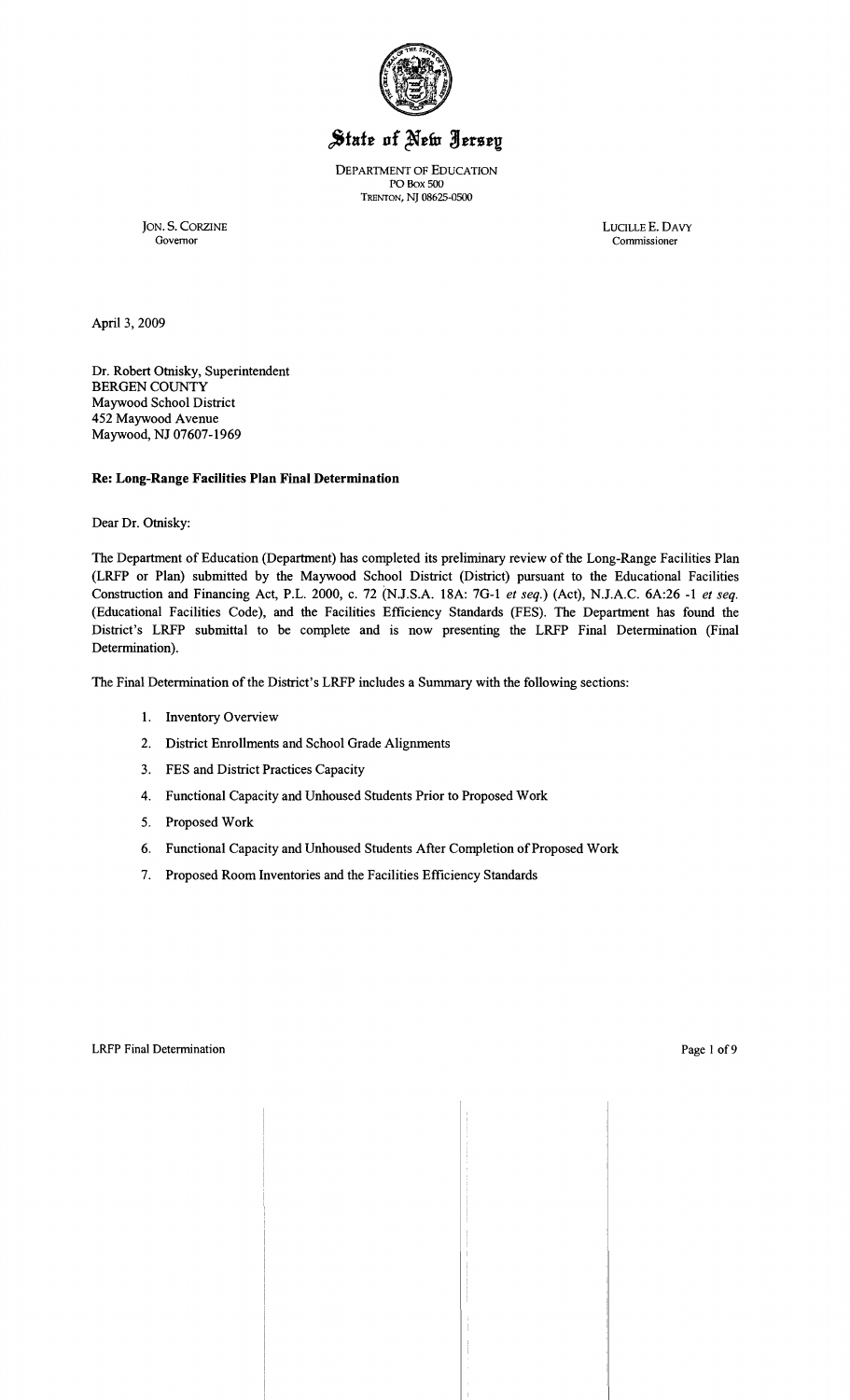# State of New Jersey

DEPARTMENT OF EDUCATION
PO BOX 500
TRENTON, NJ 08625-0500

JON. S. CORZINE
Governor

LUCILLE E. DAVY
Commissioner

April 3, 2009

Dr. Robert Otnisky, Superintendent
BERGEN COUNTY
Maywood School District
452 Maywood Avenue
Maywood, NJ 07607-1969

**Re: Long-Range Facilities Plan Final Determination**

Dear Dr. Otnisky:

The Department of Education (Department) has completed its preliminary review of the Long-Range Facilities Plan (LRFP or Plan) submitted by the Maywood School District (District) pursuant to the Educational Facilities Construction and Financing Act, P.L. 2000, c. 72 (N.J.S.A. 18A: 7G-1 *et seq.*) (Act), N.J.A.C. 6A:26 -1 *et seq.* (Educational Facilities Code), and the Facilities Efficiency Standards (FES). The Department has found the District's LRFP submittal to be complete and is now presenting the LRFP Final Determination (Final Determination).

The Final Determination of the District's LRFP includes a Summary with the following sections:

1. Inventory Overview
2. District Enrollments and School Grade Alignments
3. FES and District Practices Capacity
4. Functional Capacity and Unhoused Students Prior to Proposed Work
5. Proposed Work
6. Functional Capacity and Unhoused Students After Completion of Proposed Work
7. Proposed Room Inventories and the Facilities Efficiency Standards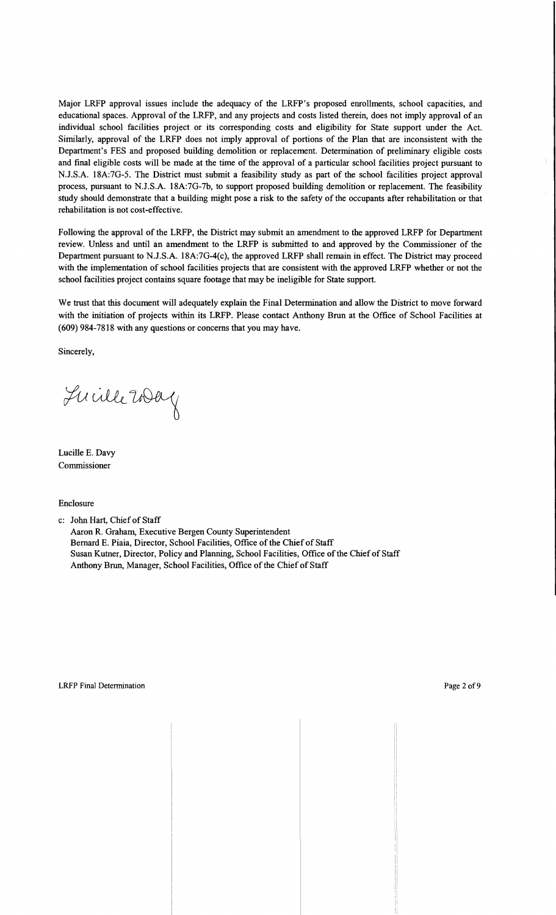Major LRFP approval issues include the adequacy of the LRFP's proposed enrollments, school capacities, and educational spaces. Approval of the LRFP, and any projects and costs listed therein, does not imply approval of an individual school facilities project or its corresponding costs and eligibility for State support under the Act. Similarly, approval of the LRFP does not imply approval of portions of the Plan that are inconsistent with the Department's FES and proposed building demolition or replacement. Determination of preliminary eligible costs and final eligible costs will be made at the time of the approval of a particular school facilities project pursuant to N.J.S.A. 18A:7G-5. The District must submit a feasibility study as part of the school facilities project approval process, pursuant to N.J.S.A. 18A:7G-7b, to support proposed building demolition or replacement. The feasibility study should demonstrate that a building might pose a risk to the safety of the occupants after rehabilitation or that rehabilitation is not cost-effective.

Following the approval of the LRFP, the District may submit an amendment to the approved LRFP for Department review. Unless and until an amendment to the LRFP is submitted to and approved by the Commissioner of the Department pursuant to N.J.S.A. 18A:7G-4(c), the approved LRFP shall remain in effect. The District may proceed with the implementation of school facilities projects that are consistent with the approved LRFP whether or not the school facilities project contains square footage that may be ineligible for State support.

We trust that this document will adequately explain the Final Determination and allow the District to move forward with the initiation of projects within its LRFP. Please contact Anthony Brun at the Office of School Facilities at (609) 984-7818 with any questions or concerns that you may have.

Sincerely,

Lucille E. Davy
Commissioner

Enclosure

c: John Hart, Chief of Staff
Aaron R. Graham, Executive Bergen County Superintendent
Bernard E. Piaia, Director, School Facilities, Office of the Chief of Staff
Susan Kutner, Director, Policy and Planning, School Facilities, Office of the Chief of Staff
Anthony Brun, Manager, School Facilities, Office of the Chief of Staff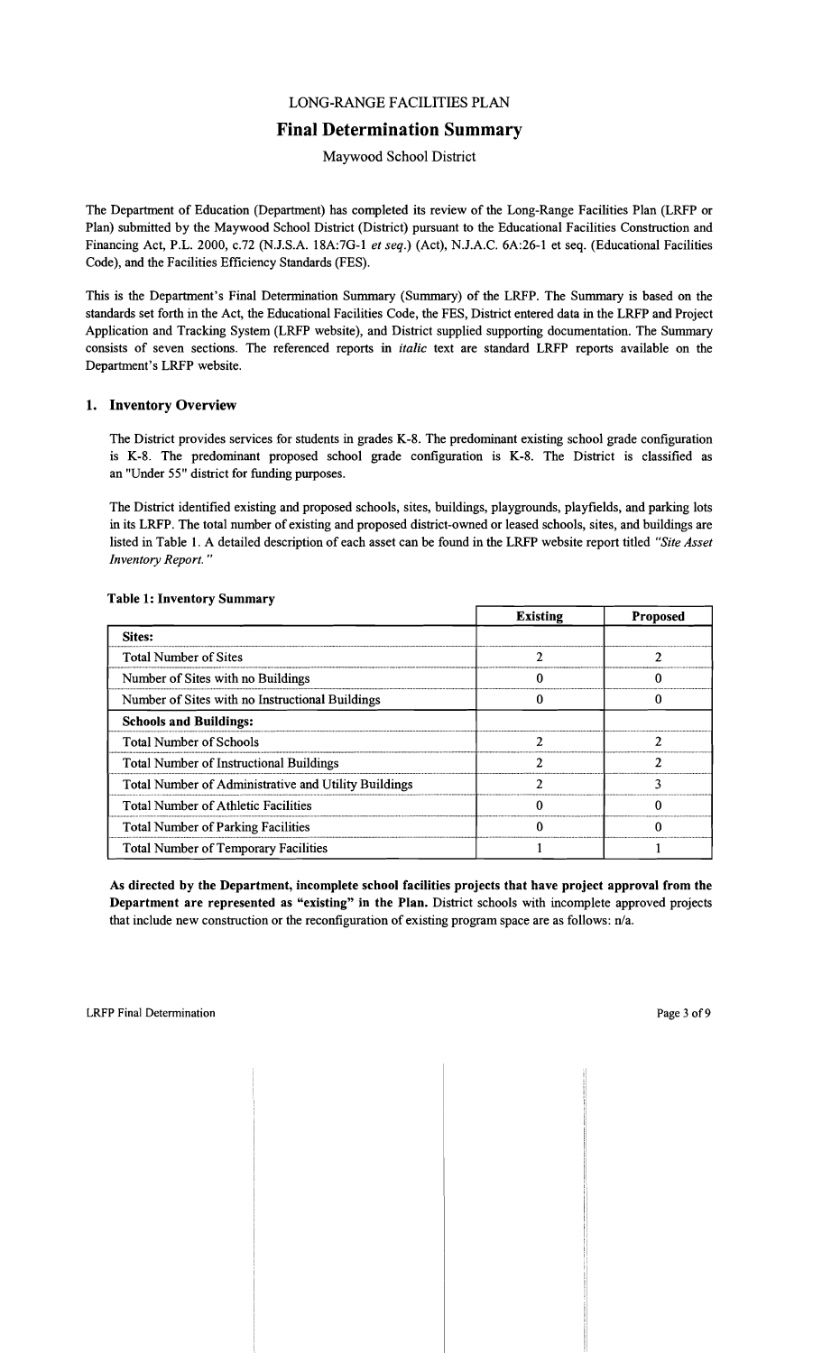LONG-RANGE FACILITIES PLAN

# Final Determination Summary

Maywood School District

The Department of Education (Department) has completed its review of the Long-Range Facilities Plan (LRFP or Plan) submitted by the Maywood School District (District) pursuant to the Educational Facilities Construction and Financing Act, P.L. 2000, c.72 (N.J.S.A. 18A:7G-1 *et seq.*) (Act), N.J.A.C. 6A:26-1 et seq. (Educational Facilities Code), and the Facilities Efficiency Standards (FES).

This is the Department's Final Determination Summary (Summary) of the LRFP. The Summary is based on the standards set forth in the Act, the Educational Facilities Code, the FES, District entered data in the LRFP and Project Application and Tracking System (LRFP website), and District supplied supporting documentation. The Summary consists of seven sections. The referenced reports in *italic* text are standard LRFP reports available on the Department's LRFP website.

## 1. Inventory Overview

The District provides services for students in grades K-8. The predominant existing school grade configuration is K-8. The predominant proposed school grade configuration is K-8. The District is classified as an "Under 55" district for funding purposes.

The District identified existing and proposed schools, sites, buildings, playgrounds, playfields, and parking lots in its LRFP. The total number of existing and proposed district-owned or leased schools, sites, and buildings are listed in Table 1. A detailed description of each asset can be found in the LRFP website report titled *"Site Asset Inventory Report."*

**Table 1: Inventory Summary**

| | Existing | Proposed |
|---|---|---|
| **Sites:** | | |
| Total Number of Sites | 2 | 2 |
| Number of Sites with no Buildings | 0 | 0 |
| Number of Sites with no Instructional Buildings | 0 | 0 |
| **Schools and Buildings:** | | |
| Total Number of Schools | 2 | 2 |
| Total Number of Instructional Buildings | 2 | 2 |
| Total Number of Administrative and Utility Buildings | 2 | 3 |
| Total Number of Athletic Facilities | 0 | 0 |
| Total Number of Parking Facilities | 0 | 0 |
| Total Number of Temporary Facilities | 1 | 1 |

**As directed by the Department, incomplete school facilities projects that have project approval from the Department are represented as "existing" in the Plan.** District schools with incomplete approved projects that include new construction or the reconfiguration of existing program space are as follows: n/a.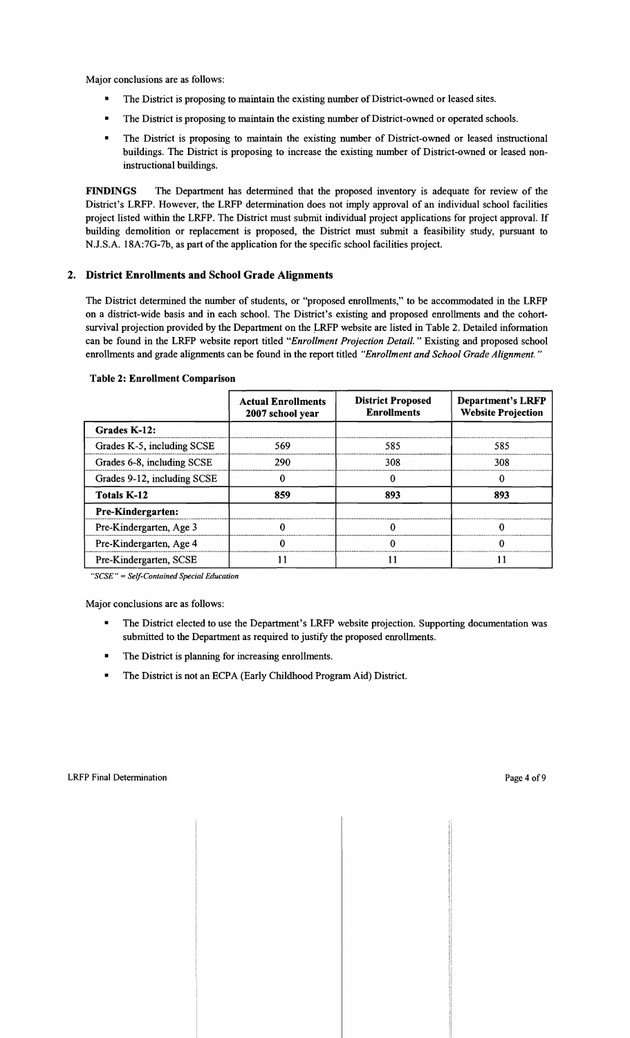Major conclusions are as follows:

- The District is proposing to maintain the existing number of District-owned or leased sites.
- The District is proposing to maintain the existing number of District-owned or operated schools.
- The District is proposing to maintain the existing number of District-owned or leased instructional buildings. The District is proposing to increase the existing number of District-owned or leased non-instructional buildings.

**FINDINGS** The Department has determined that the proposed inventory is adequate for review of the District's LRFP. However, the LRFP determination does not imply approval of an individual school facilities project listed within the LRFP. The District must submit individual project applications for project approval. If building demolition or replacement is proposed, the District must submit a feasibility study, pursuant to N.J.S.A. 18A:7G-7b, as part of the application for the specific school facilities project.

## 2. District Enrollments and School Grade Alignments

The District determined the number of students, or "proposed enrollments," to be accommodated in the LRFP on a district-wide basis and in each school. The District's existing and proposed enrollments and the cohort-survival projection provided by the Department on the LRFP website are listed in Table 2. Detailed information can be found in the LRFP website report titled *"Enrollment Projection Detail."* Existing and proposed school enrollments and grade alignments can be found in the report titled *"Enrollment and School Grade Alignment."*

**Table 2: Enrollment Comparison**

| | Actual Enrollments 2007 school year | District Proposed Enrollments | Department's LRFP Website Projection |
|---|---|---|---|
| **Grades K-12:** | | | |
| Grades K-5, including SCSE | 569 | 585 | 585 |
| Grades 6-8, including SCSE | 290 | 308 | 308 |
| Grades 9-12, including SCSE | 0 | 0 | 0 |
| **Totals K-12** | **859** | **893** | **893** |
| **Pre-Kindergarten:** | | | |
| Pre-Kindergarten, Age 3 | 0 | 0 | 0 |
| Pre-Kindergarten, Age 4 | 0 | 0 | 0 |
| Pre-Kindergarten, SCSE | 11 | 11 | 11 |

*"SCSE" = Self-Contained Special Education*

Major conclusions are as follows:

- The District elected to use the Department's LRFP website projection. Supporting documentation was submitted to the Department as required to justify the proposed enrollments.
- The District is planning for increasing enrollments.
- The District is not an ECPA (Early Childhood Program Aid) District.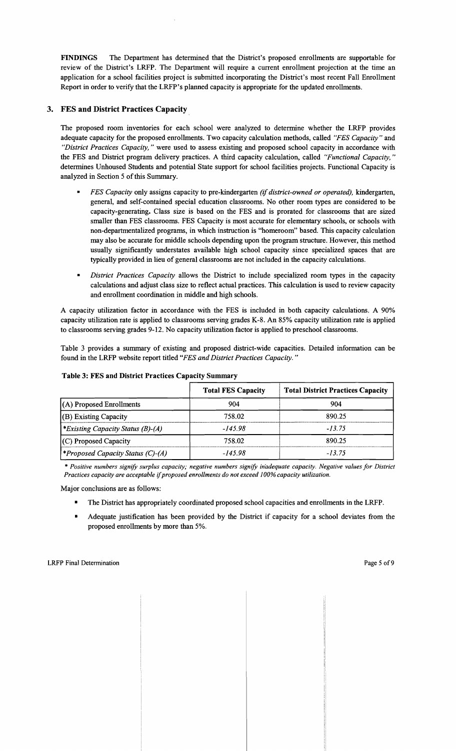**FINDINGS** The Department has determined that the District's proposed enrollments are supportable for review of the District's LRFP. The Department will require a current enrollment projection at the time an application for a school facilities project is submitted incorporating the District's most recent Fall Enrollment Report in order to verify that the LRFP's planned capacity is appropriate for the updated enrollments.

## 3. FES and District Practices Capacity

The proposed room inventories for each school were analyzed to determine whether the LRFP provides adequate capacity for the proposed enrollments. Two capacity calculation methods, called *"FES Capacity"* and *"District Practices Capacity,"* were used to assess existing and proposed school capacity in accordance with the FES and District program delivery practices. A third capacity calculation, called *"Functional Capacity,"* determines Unhoused Students and potential State support for school facilities projects. Functional Capacity is analyzed in Section 5 of this Summary.

- *FES Capacity* only assigns capacity to pre-kindergarten *(if district-owned or operated),* kindergarten, general, and self-contained special education classrooms. No other room types are considered to be capacity-generating. Class size is based on the FES and is prorated for classrooms that are sized smaller than FES classrooms. FES Capacity is most accurate for elementary schools, or schools with non-departmentalized programs, in which instruction is "homeroom" based. This capacity calculation may also be accurate for middle schools depending upon the program structure. However, this method usually significantly understates available high school capacity since specialized spaces that are typically provided in lieu of general classrooms are not included in the capacity calculations.
- *District Practices Capacity* allows the District to include specialized room types in the capacity calculations and adjust class size to reflect actual practices. This calculation is used to review capacity and enrollment coordination in middle and high schools.

A capacity utilization factor in accordance with the FES is included in both capacity calculations. A 90% capacity utilization rate is applied to classrooms serving grades K-8. An 85% capacity utilization rate is applied to classrooms serving grades 9-12. No capacity utilization factor is applied to preschool classrooms.

Table 3 provides a summary of existing and proposed district-wide capacities. Detailed information can be found in the LRFP website report titled *"FES and District Practices Capacity."*

**Table 3: FES and District Practices Capacity Summary**

| | Total FES Capacity | Total District Practices Capacity |
|---|---|---|
| (A) Proposed Enrollments | 904 | 904 |
| (B) Existing Capacity | 758.02 | 890.25 |
| *\*Existing Capacity Status (B)-(A)* | *-145.98* | *-13.75* |
| (C) Proposed Capacity | 758.02 | 890.25 |
| *\*Proposed Capacity Status (C)-(A)* | *-145.98* | *-13.75* |

*\* Positive numbers signify surplus capacity; negative numbers signify inadequate capacity. Negative values for District Practices capacity are acceptable if proposed enrollments do not exceed 100% capacity utilization.*

Major conclusions are as follows:

- The District has appropriately coordinated proposed school capacities and enrollments in the LRFP.
- Adequate justification has been provided by the District if capacity for a school deviates from the proposed enrollments by more than 5%.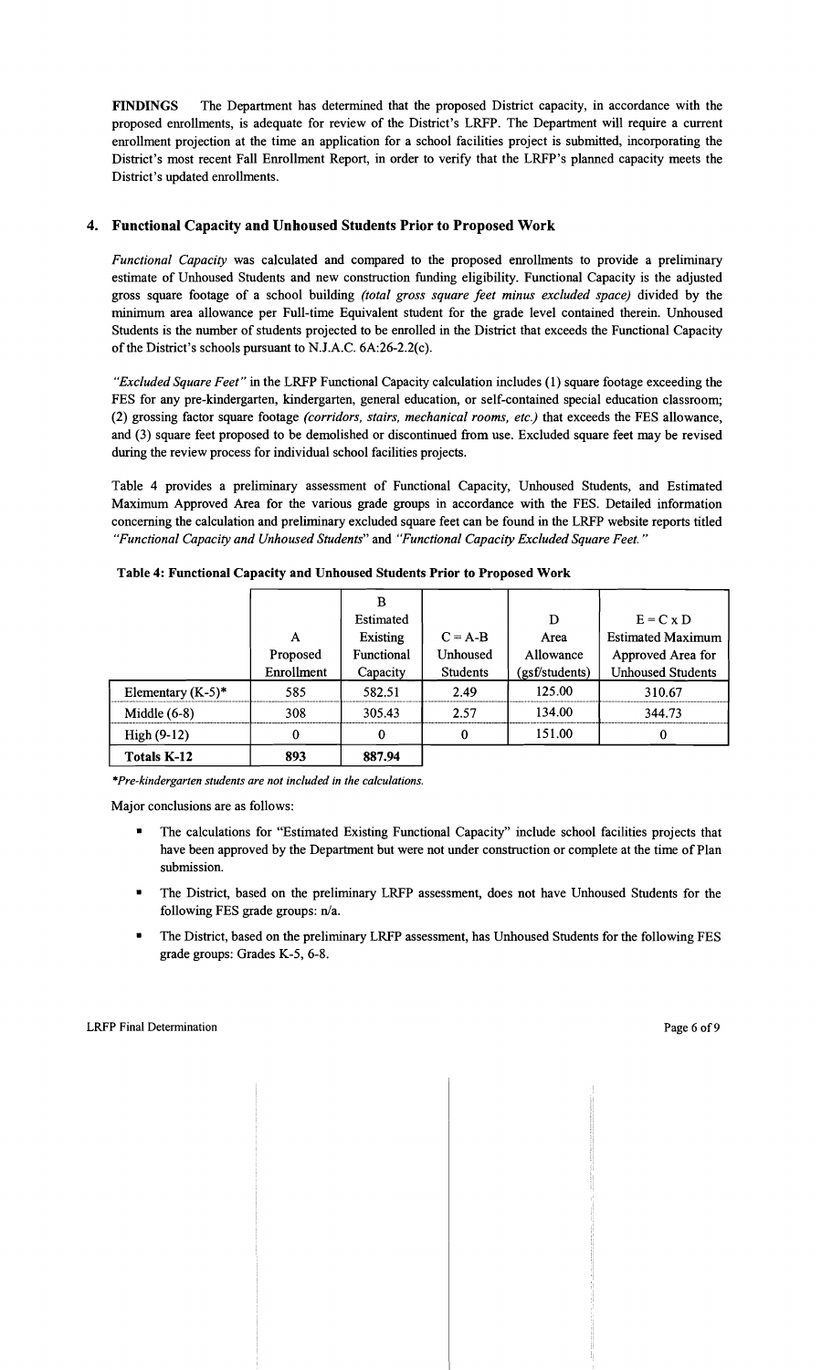**FINDINGS** The Department has determined that the proposed District capacity, in accordance with the proposed enrollments, is adequate for review of the District's LRFP. The Department will require a current enrollment projection at the time an application for a school facilities project is submitted, incorporating the District's most recent Fall Enrollment Report, in order to verify that the LRFP's planned capacity meets the District's updated enrollments.

## 4. Functional Capacity and Unhoused Students Prior to Proposed Work

*Functional Capacity* was calculated and compared to the proposed enrollments to provide a preliminary estimate of Unhoused Students and new construction funding eligibility. Functional Capacity is the adjusted gross square footage of a school building *(total gross square feet minus excluded space)* divided by the minimum area allowance per Full-time Equivalent student for the grade level contained therein. Unhoused Students is the number of students projected to be enrolled in the District that exceeds the Functional Capacity of the District's schools pursuant to N.J.A.C. 6A:26-2.2(c).

*"Excluded Square Feet"* in the LRFP Functional Capacity calculation includes (1) square footage exceeding the FES for any pre-kindergarten, kindergarten, general education, or self-contained special education classroom; (2) grossing factor square footage *(corridors, stairs, mechanical rooms, etc.)* that exceeds the FES allowance, and (3) square feet proposed to be demolished or discontinued from use. Excluded square feet may be revised during the review process for individual school facilities projects.

Table 4 provides a preliminary assessment of Functional Capacity, Unhoused Students, and Estimated Maximum Approved Area for the various grade groups in accordance with the FES. Detailed information concerning the calculation and preliminary excluded square feet can be found in the LRFP website reports titled *"Functional Capacity and Unhoused Students"* and *"Functional Capacity Excluded Square Feet."*

**Table 4: Functional Capacity and Unhoused Students Prior to Proposed Work**

| | A Proposed Enrollment | B Estimated Existing Functional Capacity | C = A-B Unhoused Students | D Area Allowance (gsf/students) | E = C x D Estimated Maximum Approved Area for Unhoused Students |
|---|---|---|---|---|---|
| Elementary (K-5)* | 585 | 582.51 | 2.49 | 125.00 | 310.67 |
| Middle (6-8) | 308 | 305.43 | 2.57 | 134.00 | 344.73 |
| High (9-12) | 0 | 0 | 0 | 151.00 | 0 |
| **Totals K-12** | **893** | **887.94** | | | |

*\*Pre-kindergarten students are not included in the calculations.*

Major conclusions are as follows:

- The calculations for "Estimated Existing Functional Capacity" include school facilities projects that have been approved by the Department but were not under construction or complete at the time of Plan submission.
- The District, based on the preliminary LRFP assessment, does not have Unhoused Students for the following FES grade groups: n/a.
- The District, based on the preliminary LRFP assessment, has Unhoused Students for the following FES grade groups: Grades K-5, 6-8.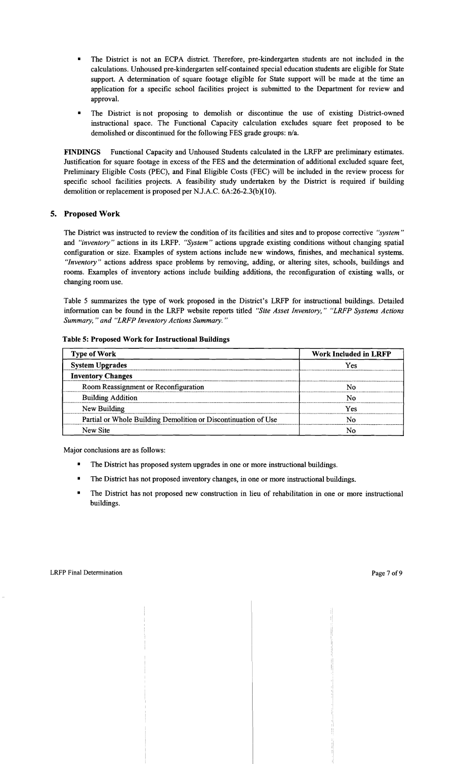- The District is not an ECPA district. Therefore, pre-kindergarten students are not included in the calculations. Unhoused pre-kindergarten self-contained special education students are eligible for State support. A determination of square footage eligible for State support will be made at the time an application for a specific school facilities project is submitted to the Department for review and approval.

- The District is not proposing to demolish or discontinue the use of existing District-owned instructional space. The Functional Capacity calculation excludes square feet proposed to be demolished or discontinued for the following FES grade groups: n/a.

**FINDINGS** Functional Capacity and Unhoused Students calculated in the LRFP are preliminary estimates. Justification for square footage in excess of the FES and the determination of additional excluded square feet, Preliminary Eligible Costs (PEC), and Final Eligible Costs (FEC) will be included in the review process for specific school facilities projects. A feasibility study undertaken by the District is required if building demolition or replacement is proposed per N.J.A.C. 6A:26-2.3(b)(10).

## 5. Proposed Work

The District was instructed to review the condition of its facilities and sites and to propose corrective *"system"* and *"inventory"* actions in its LRFP. *"System"* actions upgrade existing conditions without changing spatial configuration or size. Examples of system actions include new windows, finishes, and mechanical systems. *"Inventory"* actions address space problems by removing, adding, or altering sites, schools, buildings and rooms. Examples of inventory actions include building additions, the reconfiguration of existing walls, or changing room use.

Table 5 summarizes the type of work proposed in the District's LRFP for instructional buildings. Detailed information can be found in the LRFP website reports titled *"Site Asset Inventory," "LRFP Systems Actions Summary," and "LRFP Inventory Actions Summary."*

**Table 5: Proposed Work for Instructional Buildings**

| Type of Work | Work Included in LRFP |
|---|---|
| **System Upgrades** | Yes |
| **Inventory Changes** | |
| Room Reassignment or Reconfiguration | No |
| Building Addition | No |
| New Building | Yes |
| Partial or Whole Building Demolition or Discontinuation of Use | No |
| New Site | No |

Major conclusions are as follows:

- The District has proposed system upgrades in one or more instructional buildings.
- The District has not proposed inventory changes, in one or more instructional buildings.
- The District has not proposed new construction in lieu of rehabilitation in one or more instructional buildings.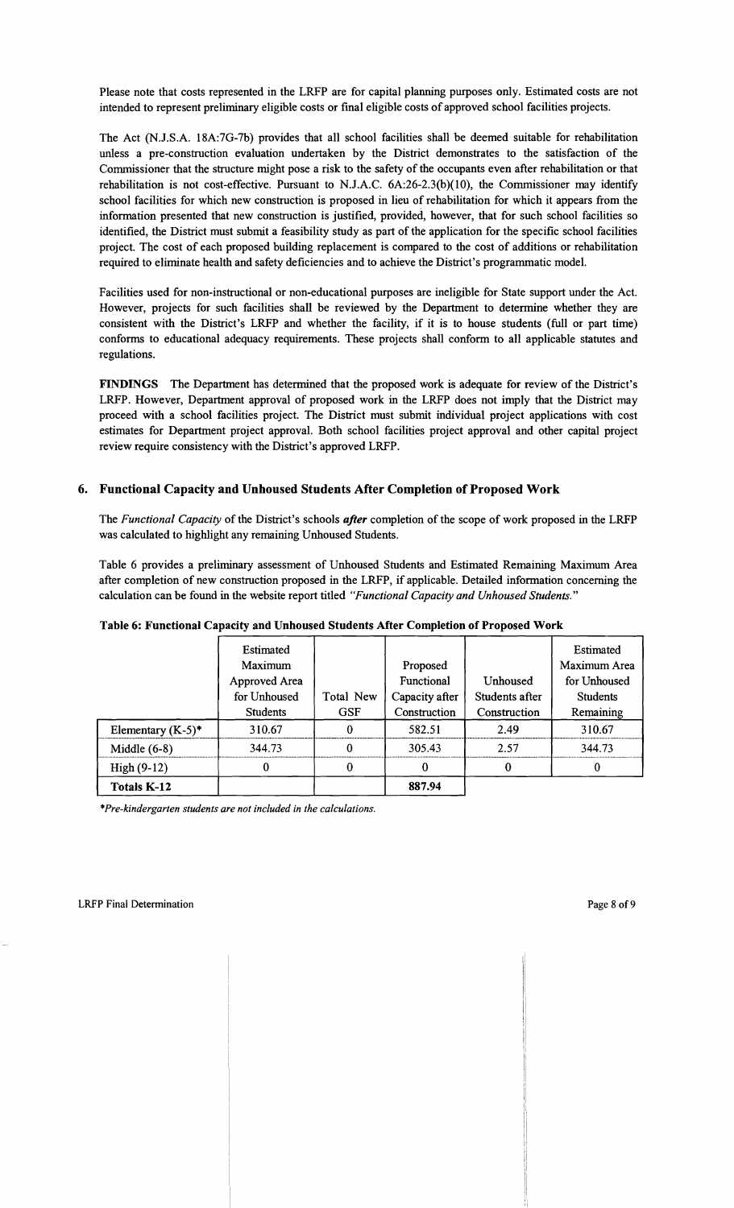Please note that costs represented in the LRFP are for capital planning purposes only. Estimated costs are not intended to represent preliminary eligible costs or final eligible costs of approved school facilities projects.

The Act (N.J.S.A. 18A:7G-7b) provides that all school facilities shall be deemed suitable for rehabilitation unless a pre-construction evaluation undertaken by the District demonstrates to the satisfaction of the Commissioner that the structure might pose a risk to the safety of the occupants even after rehabilitation or that rehabilitation is not cost-effective. Pursuant to N.J.A.C. 6A:26-2.3(b)(10), the Commissioner may identify school facilities for which new construction is proposed in lieu of rehabilitation for which it appears from the information presented that new construction is justified, provided, however, that for such school facilities so identified, the District must submit a feasibility study as part of the application for the specific school facilities project. The cost of each proposed building replacement is compared to the cost of additions or rehabilitation required to eliminate health and safety deficiencies and to achieve the District's programmatic model.

Facilities used for non-instructional or non-educational purposes are ineligible for State support under the Act. However, projects for such facilities shall be reviewed by the Department to determine whether they are consistent with the District's LRFP and whether the facility, if it is to house students (full or part time) conforms to educational adequacy requirements. These projects shall conform to all applicable statutes and regulations.

**FINDINGS** The Department has determined that the proposed work is adequate for review of the District's LRFP. However, Department approval of proposed work in the LRFP does not imply that the District may proceed with a school facilities project. The District must submit individual project applications with cost estimates for Department project approval. Both school facilities project approval and other capital project review require consistency with the District's approved LRFP.

## 6. Functional Capacity and Unhoused Students After Completion of Proposed Work

The *Functional Capacity* of the District's schools ***after*** completion of the scope of work proposed in the LRFP was calculated to highlight any remaining Unhoused Students.

Table 6 provides a preliminary assessment of Unhoused Students and Estimated Remaining Maximum Area after completion of new construction proposed in the LRFP, if applicable. Detailed information concerning the calculation can be found in the website report titled *"Functional Capacity and Unhoused Students."*

**Table 6: Functional Capacity and Unhoused Students After Completion of Proposed Work**

| | Estimated Maximum Approved Area for Unhoused Students | Total New GSF | Proposed Functional Capacity after Construction | Unhoused Students after Construction | Estimated Maximum Area for Unhoused Students Remaining |
|---|---|---|---|---|---|
| Elementary (K-5)* | 310.67 | 0 | 582.51 | 2.49 | 310.67 |
| Middle (6-8) | 344.73 | 0 | 305.43 | 2.57 | 344.73 |
| High (9-12) | 0 | 0 | 0 | 0 | 0 |
| **Totals K-12** | | | **887.94** | | |

*\*Pre-kindergarten students are not included in the calculations.*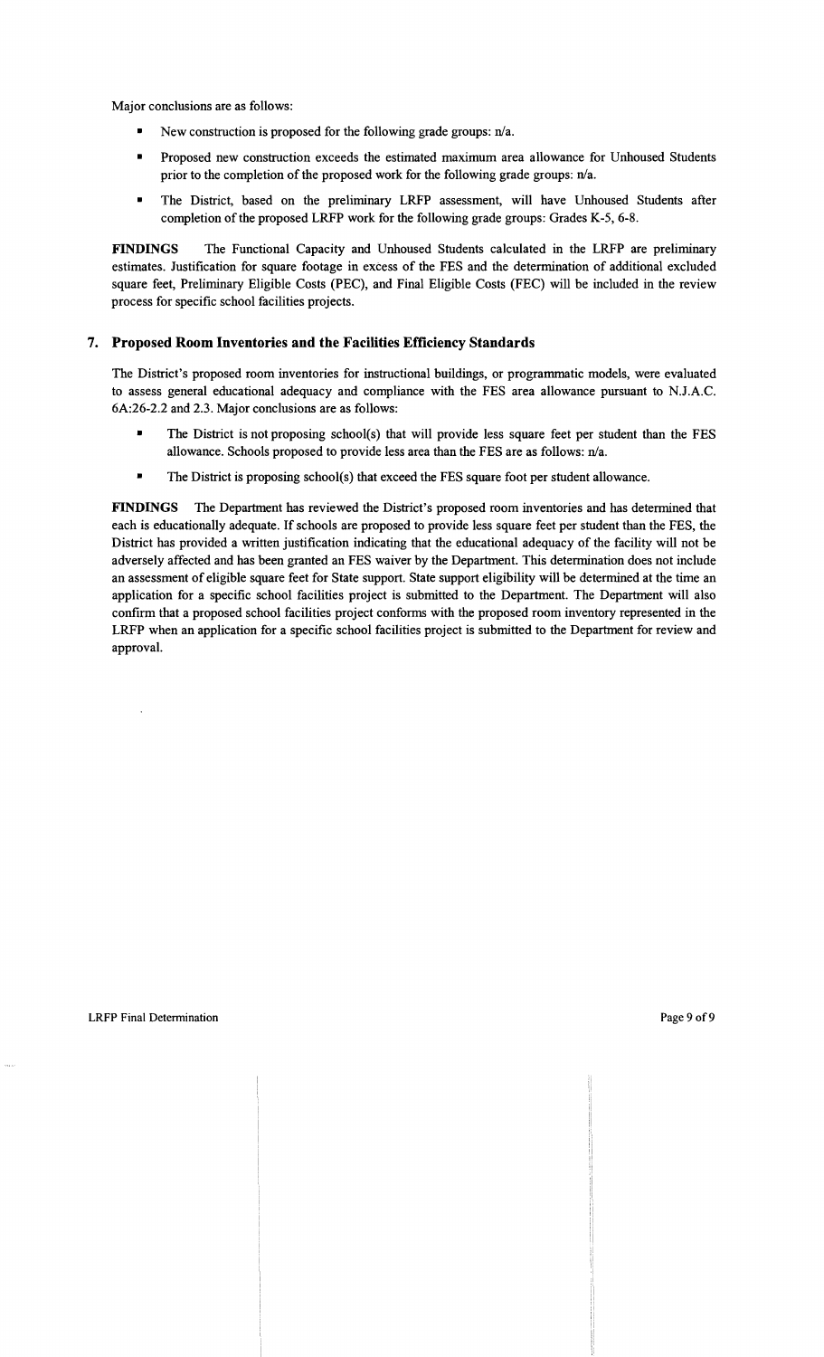Major conclusions are as follows:

- New construction is proposed for the following grade groups: n/a.
- Proposed new construction exceeds the estimated maximum area allowance for Unhoused Students prior to the completion of the proposed work for the following grade groups: n/a.
- The District, based on the preliminary LRFP assessment, will have Unhoused Students after completion of the proposed LRFP work for the following grade groups: Grades K-5, 6-8.

**FINDINGS** The Functional Capacity and Unhoused Students calculated in the LRFP are preliminary estimates. Justification for square footage in excess of the FES and the determination of additional excluded square feet, Preliminary Eligible Costs (PEC), and Final Eligible Costs (FEC) will be included in the review process for specific school facilities projects.

## 7. Proposed Room Inventories and the Facilities Efficiency Standards

The District's proposed room inventories for instructional buildings, or programmatic models, were evaluated to assess general educational adequacy and compliance with the FES area allowance pursuant to N.J.A.C. 6A:26-2.2 and 2.3. Major conclusions are as follows:

- The District is not proposing school(s) that will provide less square feet per student than the FES allowance. Schools proposed to provide less area than the FES are as follows: n/a.
- The District is proposing school(s) that exceed the FES square foot per student allowance.

**FINDINGS** The Department has reviewed the District's proposed room inventories and has determined that each is educationally adequate. If schools are proposed to provide less square feet per student than the FES, the District has provided a written justification indicating that the educational adequacy of the facility will not be adversely affected and has been granted an FES waiver by the Department. This determination does not include an assessment of eligible square feet for State support. State support eligibility will be determined at the time an application for a specific school facilities project is submitted to the Department. The Department will also confirm that a proposed school facilities project conforms with the proposed room inventory represented in the LRFP when an application for a specific school facilities project is submitted to the Department for review and approval.